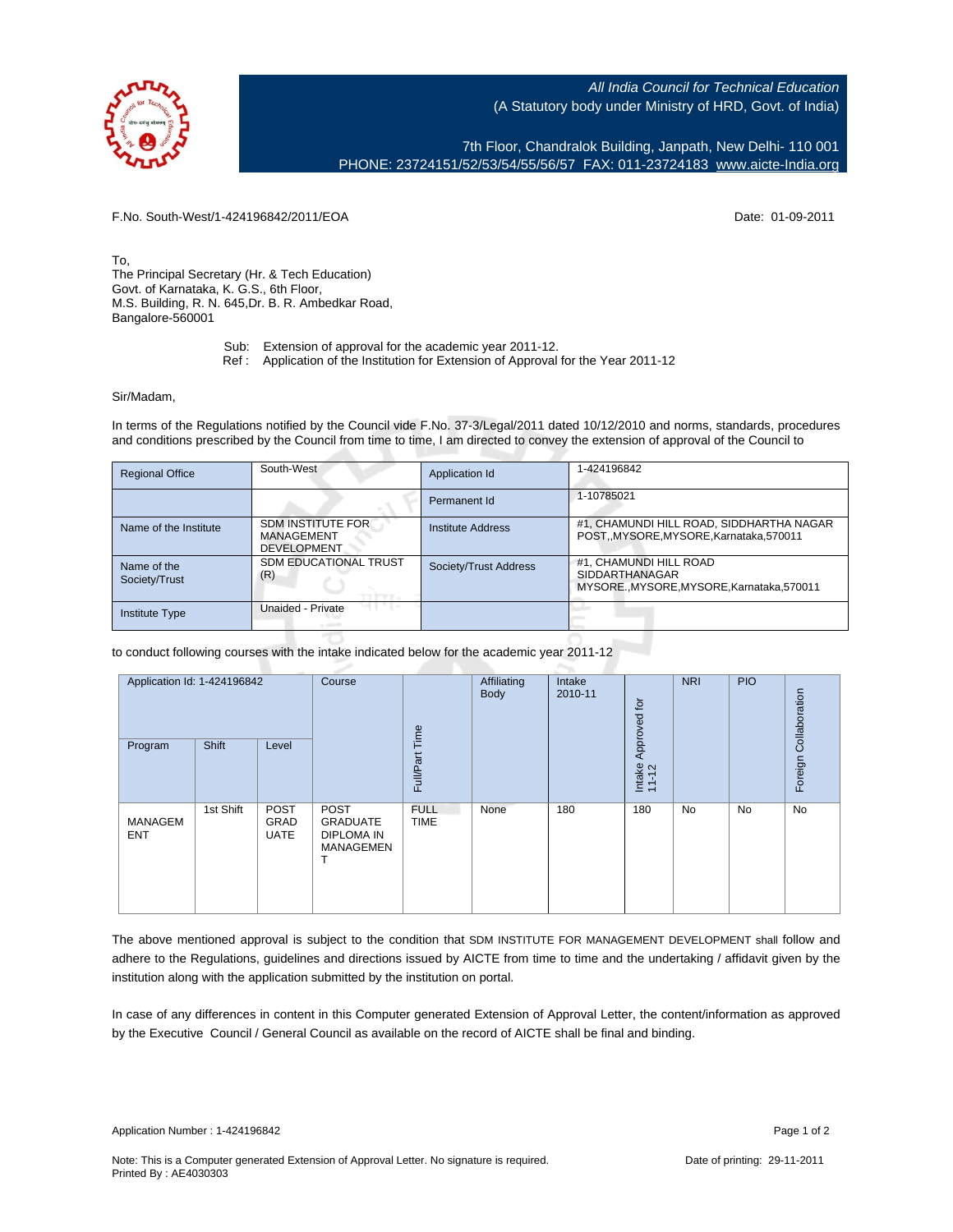All India Council for Technical Education
(A Statutory body under Ministry of HRD, Govt. of India)

7th Floor, Chandralok Building, Janpath, New Delhi- 110 001
PHONE: 23724151/52/53/54/55/56/57 FAX: 011-23724183 www.aicte-India.org

F.No. South-West/1-424196842/2011/EOA Date: 01-09-2011

To,
The Principal Secretary (Hr. & Tech Education)
Govt. of Karnataka, K. G.S., 6th Floor,
M.S. Building, R. N. 645,Dr. B. R. Ambedkar Road,
Bangalore-560001

Sub: Extension of approval for the academic year 2011-12.
Ref : Application of the Institution for Extension of Approval for the Year 2011-12

Sir/Madam,

In terms of the Regulations notified by the Council vide F.No. 37-3/Legal/2011 dated 10/12/2010 and norms, standards, procedures and conditions prescribed by the Council from time to time, I am directed to convey the extension of approval of the Council to

| Regional Office | South-West | Application Id | 1-424196842 |
|---|---|---|---|
| | | Permanent Id | 1-10785021 |
| Name of the Institute | SDM INSTITUTE FOR MANAGEMENT DEVELOPMENT | Institute Address | #1, CHAMUNDI HILL ROAD, SIDDHARTHA NAGAR POST,,MYSORE,MYSORE,Karnataka,570011 |
| Name of the Society/Trust | SDM EDUCATIONAL TRUST (R) | Society/Trust Address | #1, CHAMUNDI HILL ROAD SIDDARTHANAGAR MYSORE.,MYSORE,MYSORE,Karnataka,570011 |
| Institute Type | Unaided - Private | | |

to conduct following courses with the intake indicated below for the academic year 2011-12

| Application Id: 1-424196842 | | | Course | Full/Part Time | Affiliating Body | Intake 2010-11 | Intake Approved for 11-12 | NRI | PIO | Foreign Collaboration |
|---|---|---|---|---|---|---|---|---|---|---|
| Program | Shift | Level | | | | | | | | |
| MANAGEMENT | 1st Shift | POST GRADUATE | POST GRADUATE DIPLOMA IN MANAGEMENT | FULL TIME | None | 180 | 180 | No | No | No |

The above mentioned approval is subject to the condition that SDM INSTITUTE FOR MANAGEMENT DEVELOPMENT shall follow and adhere to the Regulations, guidelines and directions issued by AICTE from time to time and the undertaking / affidavit given by the institution along with the application submitted by the institution on portal.

In case of any differences in content in this Computer generated Extension of Approval Letter, the content/information as approved by the Executive Council / General Council as available on the record of AICTE shall be final and binding.

Application Number : 1-424196842

Note: This is a Computer generated Extension of Approval Letter. No signature is required.
Printed By : AE4030303

Date of printing: 29-11-2011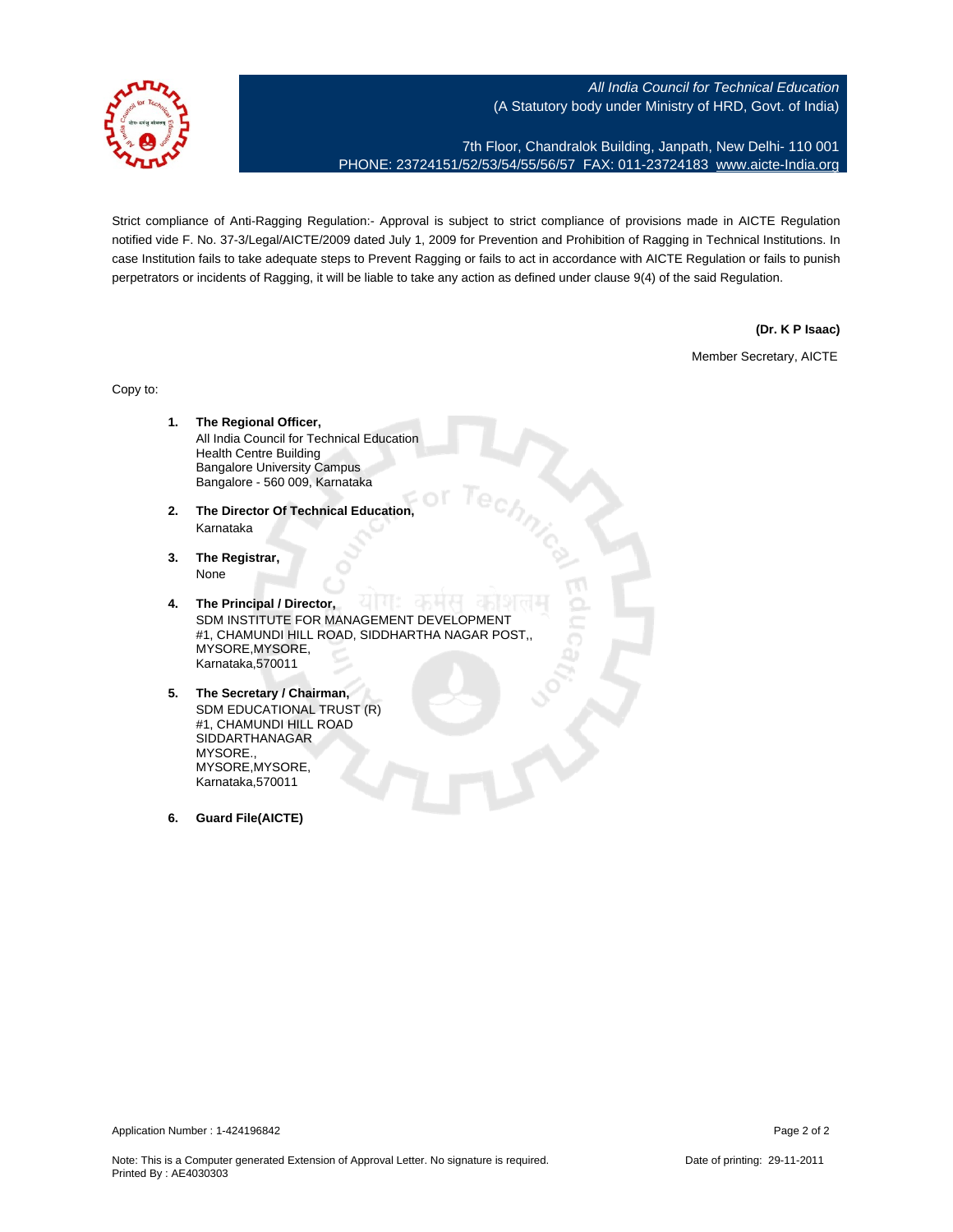*All India Council for Technical Education*
(A Statutory body under Ministry of HRD, Govt. of India)

7th Floor, Chandralok Building, Janpath, New Delhi- 110 001
PHONE: 23724151/52/53/54/55/56/57 FAX: 011-23724183 www.aicte-India.org

Strict compliance of Anti-Ragging Regulation:- Approval is subject to strict compliance of provisions made in AICTE Regulation notified vide F. No. 37-3/Legal/AICTE/2009 dated July 1, 2009 for Prevention and Prohibition of Ragging in Technical Institutions. In case Institution fails to take adequate steps to Prevent Ragging or fails to act in accordance with AICTE Regulation or fails to punish perpetrators or incidents of Ragging, it will be liable to take any action as defined under clause 9(4) of the said Regulation.

**(Dr. K P Isaac)**

Member Secretary, AICTE

Copy to:

1. **The Regional Officer,**
   All India Council for Technical Education
   Health Centre Building
   Bangalore University Campus
   Bangalore - 560 009, Karnataka

2. **The Director Of Technical Education,**
   Karnataka

3. **The Registrar,**
   None

4. **The Principal / Director,**
   SDM INSTITUTE FOR MANAGEMENT DEVELOPMENT
   #1, CHAMUNDI HILL ROAD, SIDDHARTHA NAGAR POST,,
   MYSORE,MYSORE,
   Karnataka,570011

5. **The Secretary / Chairman,**
   SDM EDUCATIONAL TRUST (R)
   #1, CHAMUNDI HILL ROAD
   SIDDARTHANAGAR
   MYSORE.,
   MYSORE,MYSORE,
   Karnataka,570011

6. **Guard File(AICTE)**

Application Number : 1-424196842

Note: This is a Computer generated Extension of Approval Letter. No signature is required.
Printed By : AE4030303

Date of printing: 29-11-2011